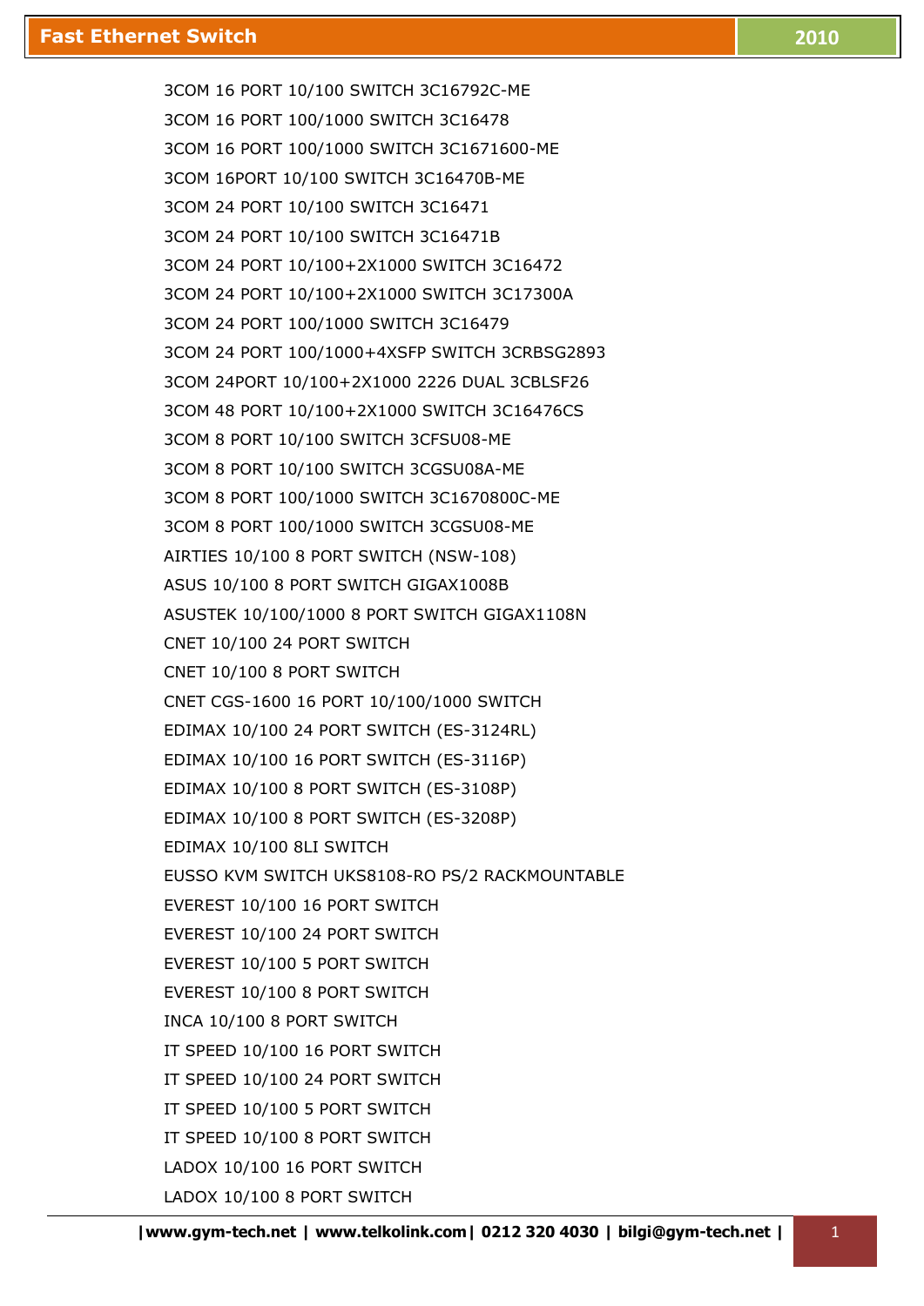# Fast Ethernet Switch

2010

3COM 16 PORT 10/100 SWITCH 3C16792C-ME
3COM 16 PORT 100/1000 SWITCH 3C16478
3COM 16 PORT 100/1000 SWITCH 3C1671600-ME
3COM 16PORT 10/100 SWITCH 3C16470B-ME
3COM 24 PORT 10/100 SWITCH 3C16471
3COM 24 PORT 10/100 SWITCH 3C16471B
3COM 24 PORT 10/100+2X1000 SWITCH 3C16472
3COM 24 PORT 10/100+2X1000 SWITCH 3C17300A
3COM 24 PORT 100/1000 SWITCH 3C16479
3COM 24 PORT 100/1000+4XSFP SWITCH 3CRBSG2893
3COM 24PORT 10/100+2X1000 2226 DUAL 3CBLSF26
3COM 48 PORT 10/100+2X1000 SWITCH 3C16476CS
3COM 8 PORT 10/100 SWITCH 3CFSU08-ME
3COM 8 PORT 10/100 SWITCH 3CGSU08A-ME
3COM 8 PORT 100/1000 SWITCH 3C1670800C-ME
3COM 8 PORT 100/1000 SWITCH 3CGSU08-ME
AIRTIES 10/100 8 PORT SWITCH (NSW-108)
ASUS 10/100 8 PORT SWITCH GIGAX1008B
ASUSTEK 10/100/1000 8 PORT SWITCH GIGAX1108N
CNET 10/100 24 PORT SWITCH
CNET 10/100 8 PORT SWITCH
CNET CGS-1600 16 PORT 10/100/1000 SWITCH
EDIMAX 10/100 24 PORT SWITCH (ES-3124RL)
EDIMAX 10/100 16 PORT SWITCH (ES-3116P)
EDIMAX 10/100 8 PORT SWITCH (ES-3108P)
EDIMAX 10/100 8 PORT SWITCH (ES-3208P)
EDIMAX 10/100 8LI SWITCH
EUSSO KVM SWITCH UKS8108-RO PS/2 RACKMOUNTABLE
EVEREST 10/100 16 PORT SWITCH
EVEREST 10/100 24 PORT SWITCH
EVEREST 10/100 5 PORT SWITCH
EVEREST 10/100 8 PORT SWITCH
INCA 10/100 8 PORT SWITCH
IT SPEED 10/100 16 PORT SWITCH
IT SPEED 10/100 24 PORT SWITCH
IT SPEED 10/100 5 PORT SWITCH
IT SPEED 10/100 8 PORT SWITCH
LADOX 10/100 16 PORT SWITCH
LADOX 10/100 8 PORT SWITCH

**|www.gym-tech.net | www.telkolink.com| 0212 320 4030 | bilgi@gym-tech.net |**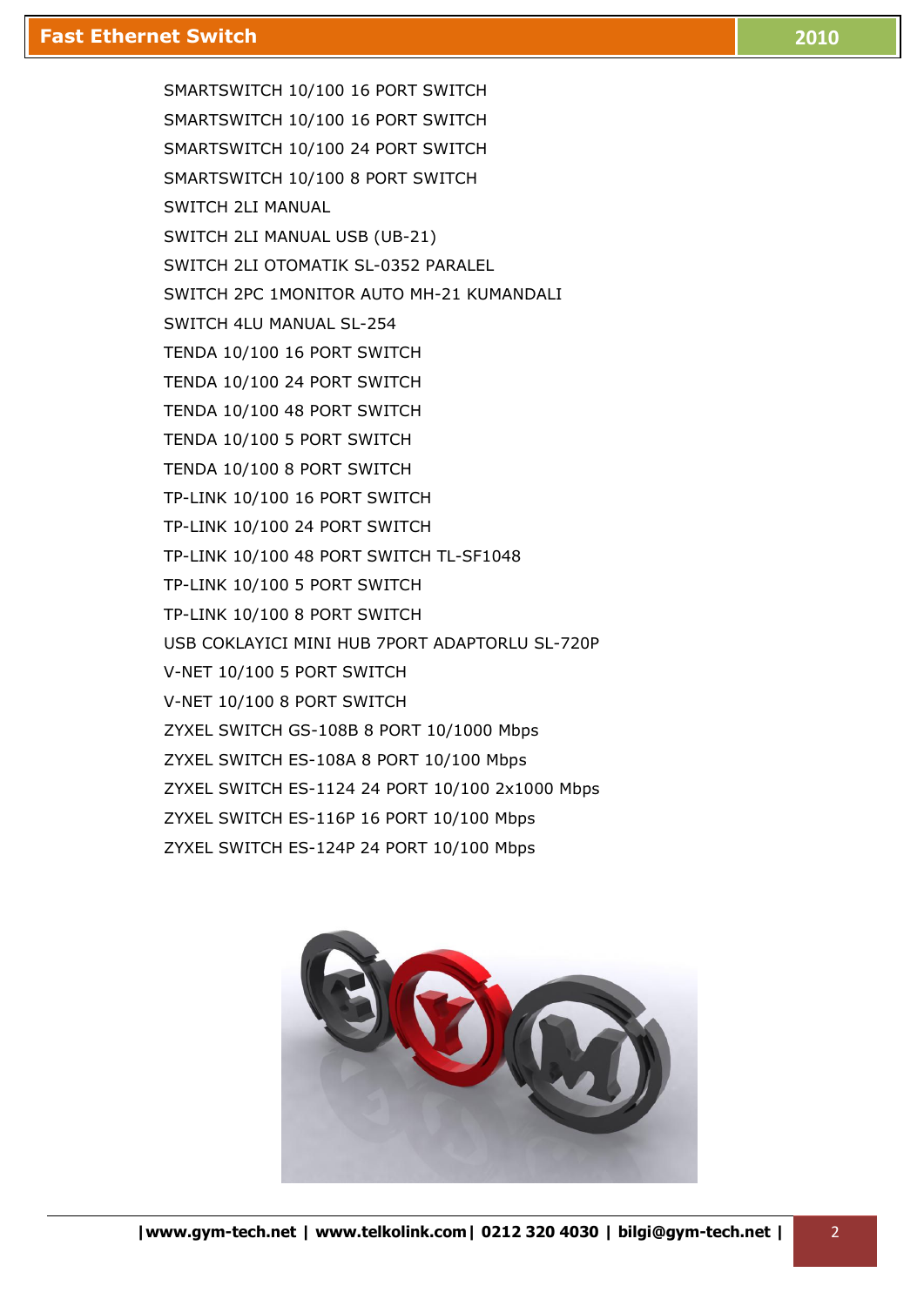SMARTSWITCH 10/100 16 PORT SWITCH
SMARTSWITCH 10/100 16 PORT SWITCH
SMARTSWITCH 10/100 24 PORT SWITCH
SMARTSWITCH 10/100 8 PORT SWITCH
SWITCH 2LI MANUAL
SWITCH 2LI MANUAL USB (UB-21)
SWITCH 2LI OTOMATIK SL-0352 PARALEL
SWITCH 2PC 1MONITOR AUTO MH-21 KUMANDALI
SWITCH 4LU MANUAL SL-254
TENDA 10/100 16 PORT SWITCH
TENDA 10/100 24 PORT SWITCH
TENDA 10/100 48 PORT SWITCH
TENDA 10/100 5 PORT SWITCH
TENDA 10/100 8 PORT SWITCH
TP-LINK 10/100 16 PORT SWITCH
TP-LINK 10/100 24 PORT SWITCH
TP-LINK 10/100 48 PORT SWITCH TL-SF1048
TP-LINK 10/100 5 PORT SWITCH
TP-LINK 10/100 8 PORT SWITCH
USB COKLAYICI MINI HUB 7PORT ADAPTORLU SL-720P
V-NET 10/100 5 PORT SWITCH
V-NET 10/100 8 PORT SWITCH
ZYXEL SWITCH GS-108B 8 PORT 10/1000 Mbps
ZYXEL SWITCH ES-108A 8 PORT 10/100 Mbps
ZYXEL SWITCH ES-1124 24 PORT 10/100 2x1000 Mbps
ZYXEL SWITCH ES-116P 16 PORT 10/100 Mbps
ZYXEL SWITCH ES-124P 24 PORT 10/100 Mbps